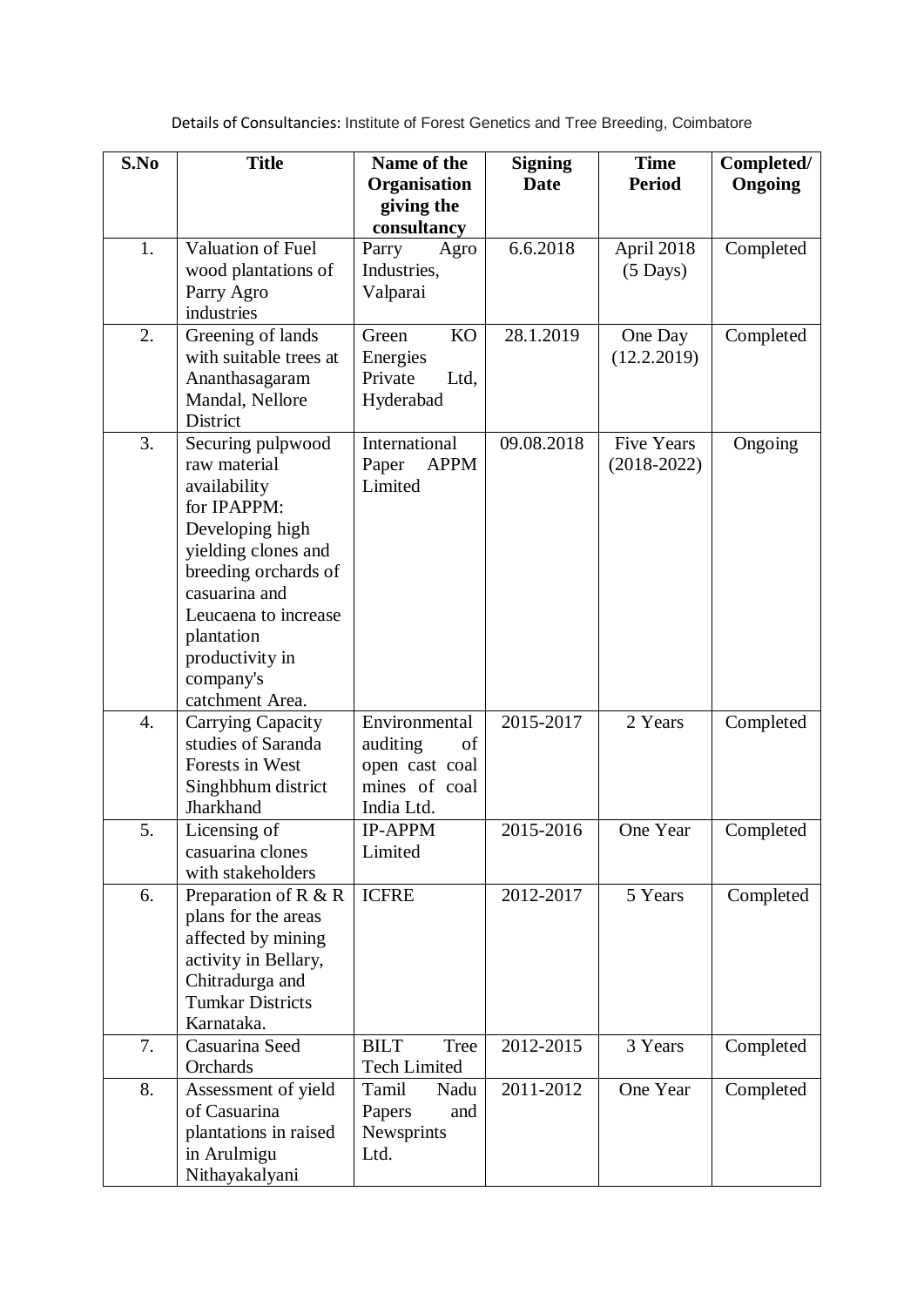Details of Consultancies: Institute of Forest Genetics and Tree Breeding, Coimbatore

| S.No | Title | Name of the Organisation giving the consultancy | Signing Date | Time Period | Completed/ Ongoing |
|---|---|---|---|---|---|
| 1. | Valuation of Fuel wood plantations of Parry Agro industries | Parry Agro Industries, Valparai | 6.6.2018 | April 2018 (5 Days) | Completed |
| 2. | Greening of lands with suitable trees at Ananthasagaram Mandal, Nellore District | Green KO Energies Private Ltd, Hyderabad | 28.1.2019 | One Day (12.2.2019) | Completed |
| 3. | Securing pulpwood raw material availability for IPAPPM: Developing high yielding clones and breeding orchards of casuarina and Leucaena to increase plantation productivity in company's catchment Area. | International Paper APPM Limited | 09.08.2018 | Five Years (2018-2022) | Ongoing |
| 4. | Carrying Capacity studies of Saranda Forests in West Singhbhum district Jharkhand | Environmental auditing of open cast coal mines of coal India Ltd. | 2015-2017 | 2 Years | Completed |
| 5. | Licensing of casuarina clones with stakeholders | IP-APPM Limited | 2015-2016 | One Year | Completed |
| 6. | Preparation of R & R plans for the areas affected by mining activity in Bellary, Chitradurga and Tumkar Districts Karnataka. | ICFRE | 2012-2017 | 5 Years | Completed |
| 7. | Casuarina Seed Orchards | BILT Tree Tech Limited | 2012-2015 | 3 Years | Completed |
| 8. | Assessment of yield of Casuarina plantations in raised in Arulmigu Nithayakalyani | Tamil Nadu Papers and Newsprints Ltd. | 2011-2012 | One Year | Completed |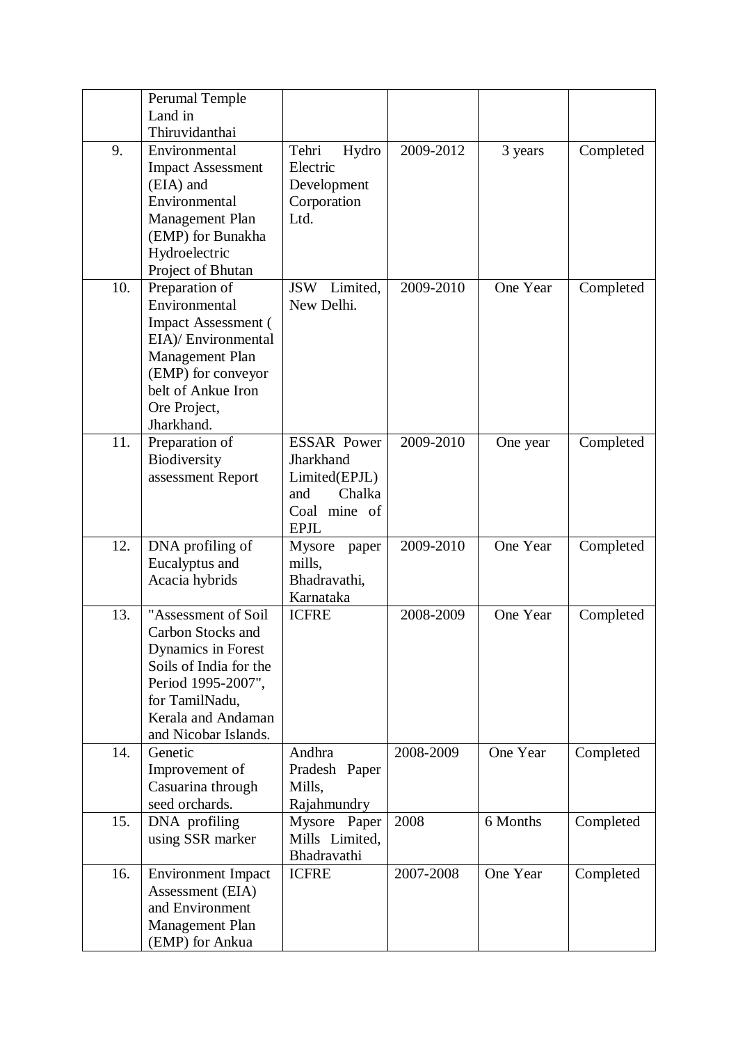|  | Perumal Temple Land in Thiruvidanthai |  |  |  |  |
|---|---|---|---|---|---|
| 9. | Environmental Impact Assessment (EIA) and Environmental Management Plan (EMP) for Bunakha Hydroelectric Project of Bhutan | Tehri Hydro Electric Development Corporation Ltd. | 2009-2012 | 3 years | Completed |
| 10. | Preparation of Environmental Impact Assessment ( EIA)/ Environmental Management Plan (EMP) for conveyor belt of Ankue Iron Ore Project, Jharkhand. | JSW Limited, New Delhi. | 2009-2010 | One Year | Completed |
| 11. | Preparation of Biodiversity assessment Report | ESSAR Power Jharkhand Limited(EPJL) and Chalka Coal mine of EPJL | 2009-2010 | One year | Completed |
| 12. | DNA profiling of Eucalyptus and Acacia hybrids | Mysore paper mills, Bhadravathi, Karnataka | 2009-2010 | One Year | Completed |
| 13. | "Assessment of Soil Carbon Stocks and Dynamics in Forest Soils of India for the Period 1995-2007", for TamilNadu, Kerala and Andaman and Nicobar Islands. | ICFRE | 2008-2009 | One Year | Completed |
| 14. | Genetic Improvement of Casuarina through seed orchards. | Andhra Pradesh Paper Mills, Rajahmundry | 2008-2009 | One Year | Completed |
| 15. | DNA profiling using SSR marker | Mysore Paper Mills Limited, Bhadravathi | 2008 | 6 Months | Completed |
| 16. | Environment Impact Assessment (EIA) and Environment Management Plan (EMP) for Ankua | ICFRE | 2007-2008 | One Year | Completed |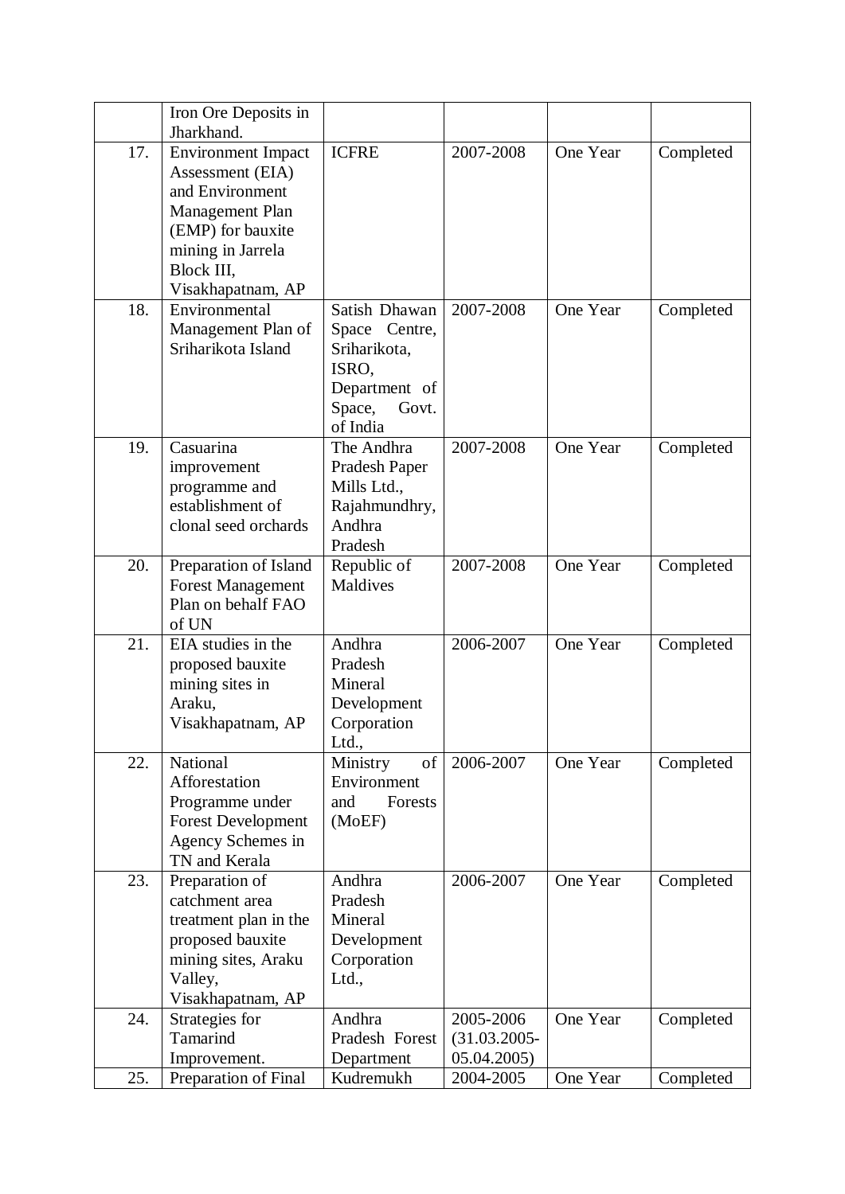|  |  |  |  |  |  |
|---|---|---|---|---|---|
|  | Iron Ore Deposits in Jharkhand. |  |  |  |  |
| 17. | Environment Impact Assessment (EIA) and Environment Management Plan (EMP) for bauxite mining in Jarrela Block III, Visakhapatnam, AP | ICFRE | 2007-2008 | One Year | Completed |
| 18. | Environmental Management Plan of Sriharikota Island | Satish Dhawan Space Centre, Sriharikota, ISRO, Department of Space, Govt. of India | 2007-2008 | One Year | Completed |
| 19. | Casuarina improvement programme and establishment of clonal seed orchards | The Andhra Pradesh Paper Mills Ltd., Rajahmundhry, Andhra Pradesh | 2007-2008 | One Year | Completed |
| 20. | Preparation of Island Forest Management Plan on behalf FAO of UN | Republic of Maldives | 2007-2008 | One Year | Completed |
| 21. | EIA studies in the proposed bauxite mining sites in Araku, Visakhapatnam, AP | Andhra Pradesh Mineral Development Corporation Ltd., | 2006-2007 | One Year | Completed |
| 22. | National Afforestation Programme under Forest Development Agency Schemes in TN and Kerala | Ministry of Environment and Forests (MoEF) | 2006-2007 | One Year | Completed |
| 23. | Preparation of catchment area treatment plan in the proposed bauxite mining sites, Araku Valley, Visakhapatnam, AP | Andhra Pradesh Mineral Development Corporation Ltd., | 2006-2007 | One Year | Completed |
| 24. | Strategies for Tamarind Improvement. | Andhra Pradesh Forest Department | 2005-2006 (31.03.2005-05.04.2005) | One Year | Completed |
| 25. | Preparation of Final | Kudremukh | 2004-2005 | One Year | Completed |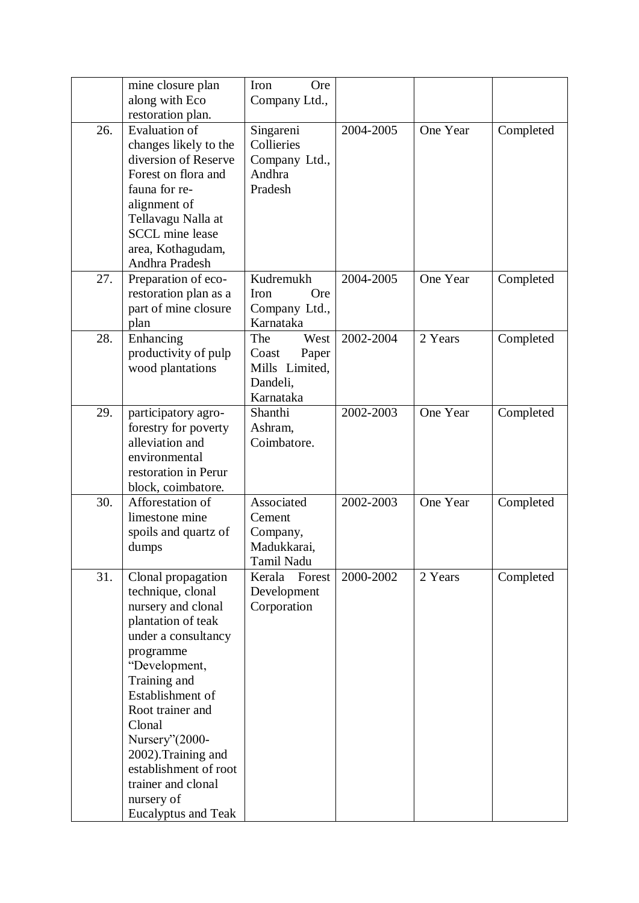| | | | | | |
|---|---|---|---|---|---|
| | mine closure plan along with Eco restoration plan. | Iron Ore Company Ltd., | | | |
| 26. | Evaluation of changes likely to the diversion of Reserve Forest on flora and fauna for re-alignment of Tellavagu Nalla at SCCL mine lease area, Kothagudam, Andhra Pradesh | Singareni Collieries Company Ltd., Andhra Pradesh | 2004-2005 | One Year | Completed |
| 27. | Preparation of eco-restoration plan as a part of mine closure plan | Kudremukh Iron Ore Company Ltd., Karnataka | 2004-2005 | One Year | Completed |
| 28. | Enhancing productivity of pulp wood plantations | The West Coast Paper Mills Limited, Dandeli, Karnataka | 2002-2004 | 2 Years | Completed |
| 29. | participatory agro-forestry for poverty alleviation and environmental restoration in Perur block, coimbatore. | Shanthi Ashram, Coimbatore. | 2002-2003 | One Year | Completed |
| 30. | Afforestation of limestone mine spoils and quartz of dumps | Associated Cement Company, Madukkarai, Tamil Nadu | 2002-2003 | One Year | Completed |
| 31. | Clonal propagation technique, clonal nursery and clonal plantation of teak under a consultancy programme "Development, Training and Establishment of Root trainer and Clonal Nursery"(2000-2002).Training and establishment of root trainer and clonal nursery of Eucalyptus and Teak | Kerala Forest Development Corporation | 2000-2002 | 2 Years | Completed |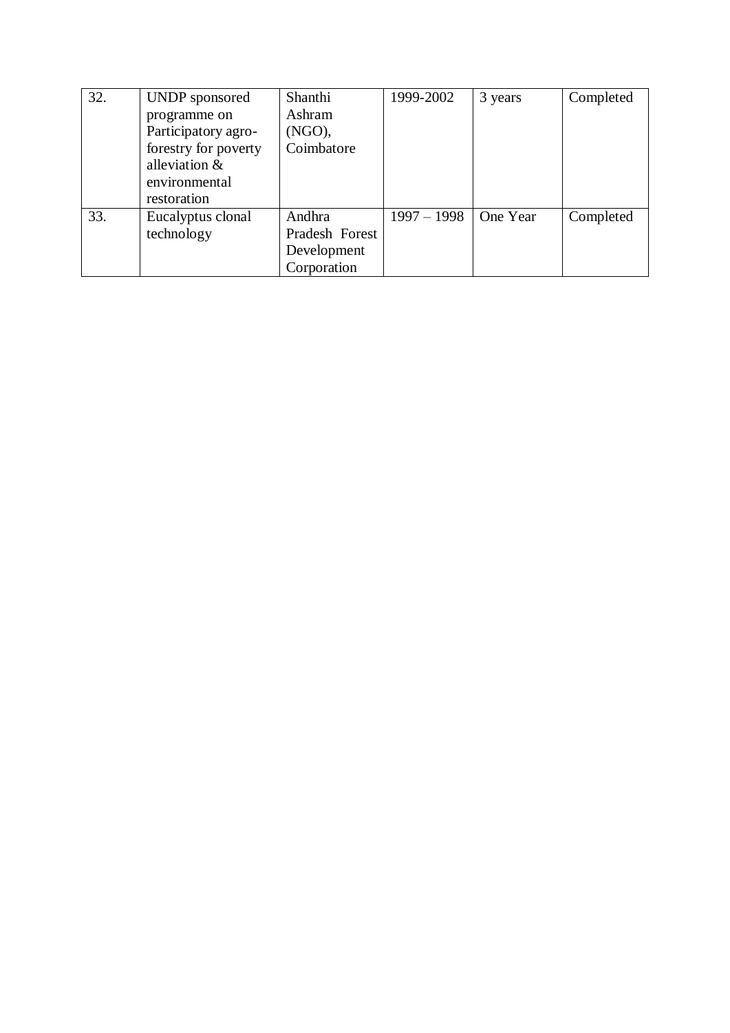| | | | | | |
|---|---|---|---|---|---|
| 32. | UNDP sponsored programme on Participatory agro-forestry for poverty alleviation & environmental restoration | Shanthi Ashram (NGO), Coimbatore | 1999-2002 | 3 years | Completed |
| 33. | Eucalyptus clonal technology | Andhra Pradesh Forest Development Corporation | 1997 – 1998 | One Year | Completed |